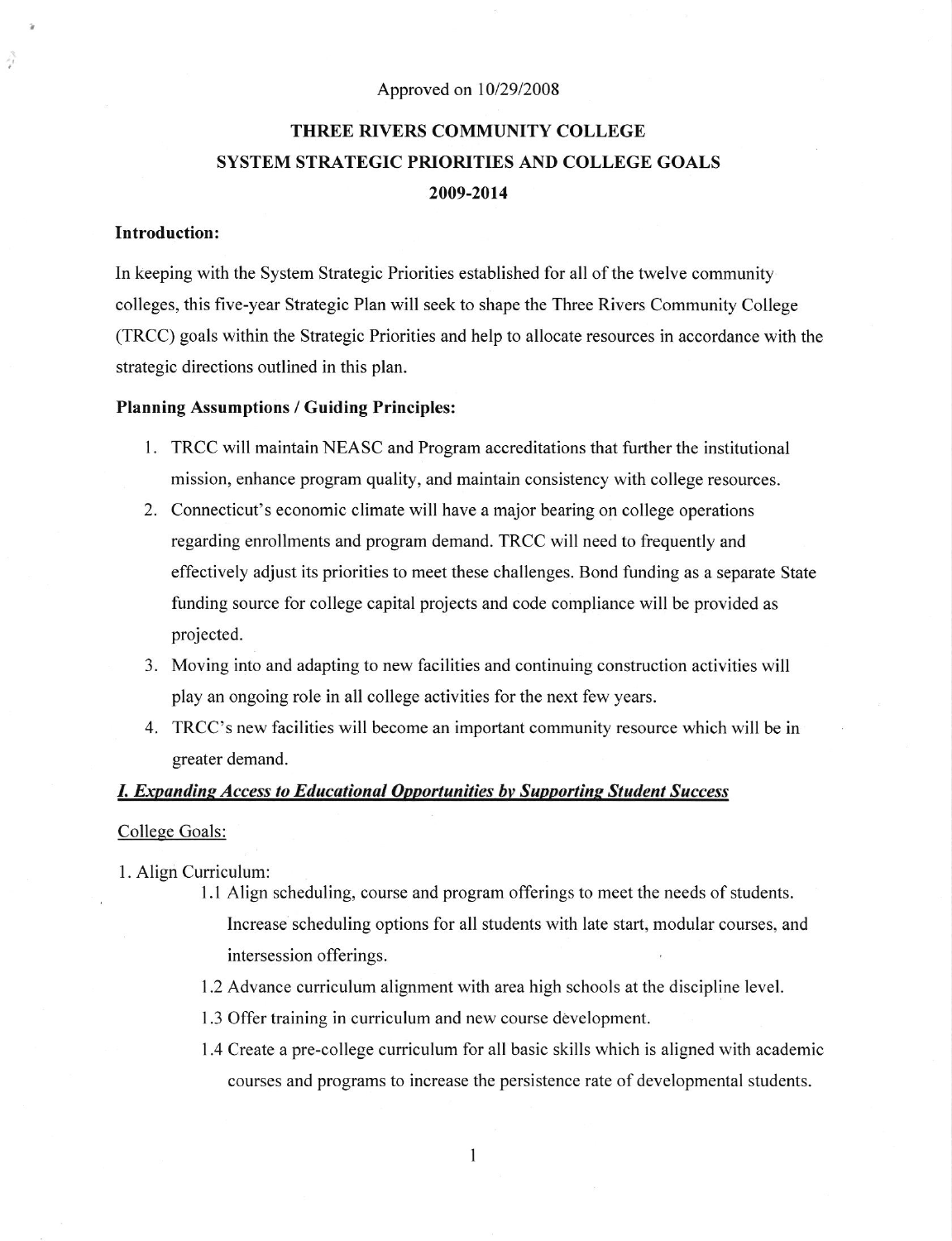Approved on 10/29/2008

# THREE RIVERS COMMUNITY COLLEGE
# SYSTEM STRATEGIC PRIORITIES AND COLLEGE GOALS
# 2009-2014

## Introduction:

In keeping with the System Strategic Priorities established for all of the twelve community colleges, this five-year Strategic Plan will seek to shape the Three Rivers Community College (TRCC) goals within the Strategic Priorities and help to allocate resources in accordance with the strategic directions outlined in this plan.

## Planning Assumptions / Guiding Principles:

1. TRCC will maintain NEASC and Program accreditations that further the institutional mission, enhance program quality, and maintain consistency with college resources.
2. Connecticut's economic climate will have a major bearing on college operations regarding enrollments and program demand. TRCC will need to frequently and effectively adjust its priorities to meet these challenges. Bond funding as a separate State funding source for college capital projects and code compliance will be provided as projected.
3. Moving into and adapting to new facilities and continuing construction activities will play an ongoing role in all college activities for the next few years.
4. TRCC's new facilities will become an important community resource which will be in greater demand.

## ***I. Expanding Access to Educational Opportunities by Supporting Student Success***

College Goals:

1. Align Curriculum:
   - 1.1 Align scheduling, course and program offerings to meet the needs of students. Increase scheduling options for all students with late start, modular courses, and intersession offerings.
   - 1.2 Advance curriculum alignment with area high schools at the discipline level.
   - 1.3 Offer training in curriculum and new course development.
   - 1.4 Create a pre-college curriculum for all basic skills which is aligned with academic courses and programs to increase the persistence rate of developmental students.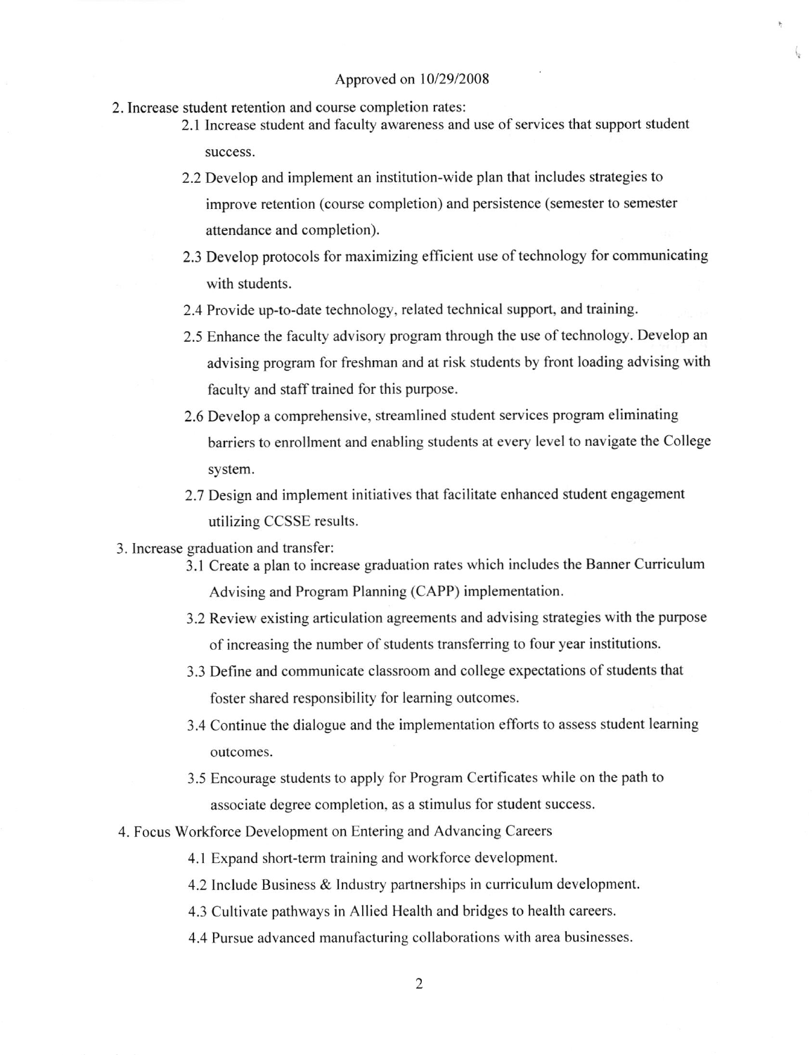Approved on 10/29/2008

2. Increase student retention and course completion rates:
    - 2.1 Increase student and faculty awareness and use of services that support student success.
    - 2.2 Develop and implement an institution-wide plan that includes strategies to improve retention (course completion) and persistence (semester to semester attendance and completion).
    - 2.3 Develop protocols for maximizing efficient use of technology for communicating with students.
    - 2.4 Provide up-to-date technology, related technical support, and training.
    - 2.5 Enhance the faculty advisory program through the use of technology. Develop an advising program for freshman and at risk students by front loading advising with faculty and staff trained for this purpose.
    - 2.6 Develop a comprehensive, streamlined student services program eliminating barriers to enrollment and enabling students at every level to navigate the College system.
    - 2.7 Design and implement initiatives that facilitate enhanced student engagement utilizing CCSSE results.
3. Increase graduation and transfer:
    - 3.1 Create a plan to increase graduation rates which includes the Banner Curriculum Advising and Program Planning (CAPP) implementation.
    - 3.2 Review existing articulation agreements and advising strategies with the purpose of increasing the number of students transferring to four year institutions.
    - 3.3 Define and communicate classroom and college expectations of students that foster shared responsibility for learning outcomes.
    - 3.4 Continue the dialogue and the implementation efforts to assess student learning outcomes.
    - 3.5 Encourage students to apply for Program Certificates while on the path to associate degree completion, as a stimulus for student success.
4. Focus Workforce Development on Entering and Advancing Careers
    - 4.1 Expand short-term training and workforce development.
    - 4.2 Include Business & Industry partnerships in curriculum development.
    - 4.3 Cultivate pathways in Allied Health and bridges to health careers.
    - 4.4 Pursue advanced manufacturing collaborations with area businesses.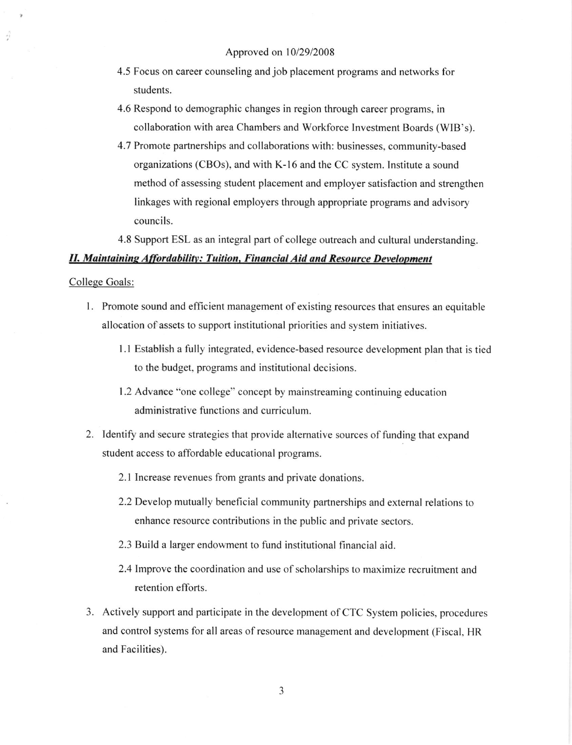Approved on 10/29/2008

4.5 Focus on career counseling and job placement programs and networks for students.

4.6 Respond to demographic changes in region through career programs, in collaboration with area Chambers and Workforce Investment Boards (WIB's).

4.7 Promote partnerships and collaborations with: businesses, community-based organizations (CBOs), and with K-16 and the CC system. Institute a sound method of assessing student placement and employer satisfaction and strengthen linkages with regional employers through appropriate programs and advisory councils.

4.8 Support ESL as an integral part of college outreach and cultural understanding.

## ***II. Maintaining Affordability: Tuition, Financial Aid and Resource Development***

College Goals:

1. Promote sound and efficient management of existing resources that ensures an equitable allocation of assets to support institutional priorities and system initiatives.

    1.1 Establish a fully integrated, evidence-based resource development plan that is tied to the budget, programs and institutional decisions.

    1.2 Advance "one college" concept by mainstreaming continuing education administrative functions and curriculum.

2. Identify and secure strategies that provide alternative sources of funding that expand student access to affordable educational programs.

    2.1 Increase revenues from grants and private donations.

    2.2 Develop mutually beneficial community partnerships and external relations to enhance resource contributions in the public and private sectors.

    2.3 Build a larger endowment to fund institutional financial aid.

    2.4 Improve the coordination and use of scholarships to maximize recruitment and retention efforts.

3. Actively support and participate in the development of CTC System policies, procedures and control systems for all areas of resource management and development (Fiscal, HR and Facilities).